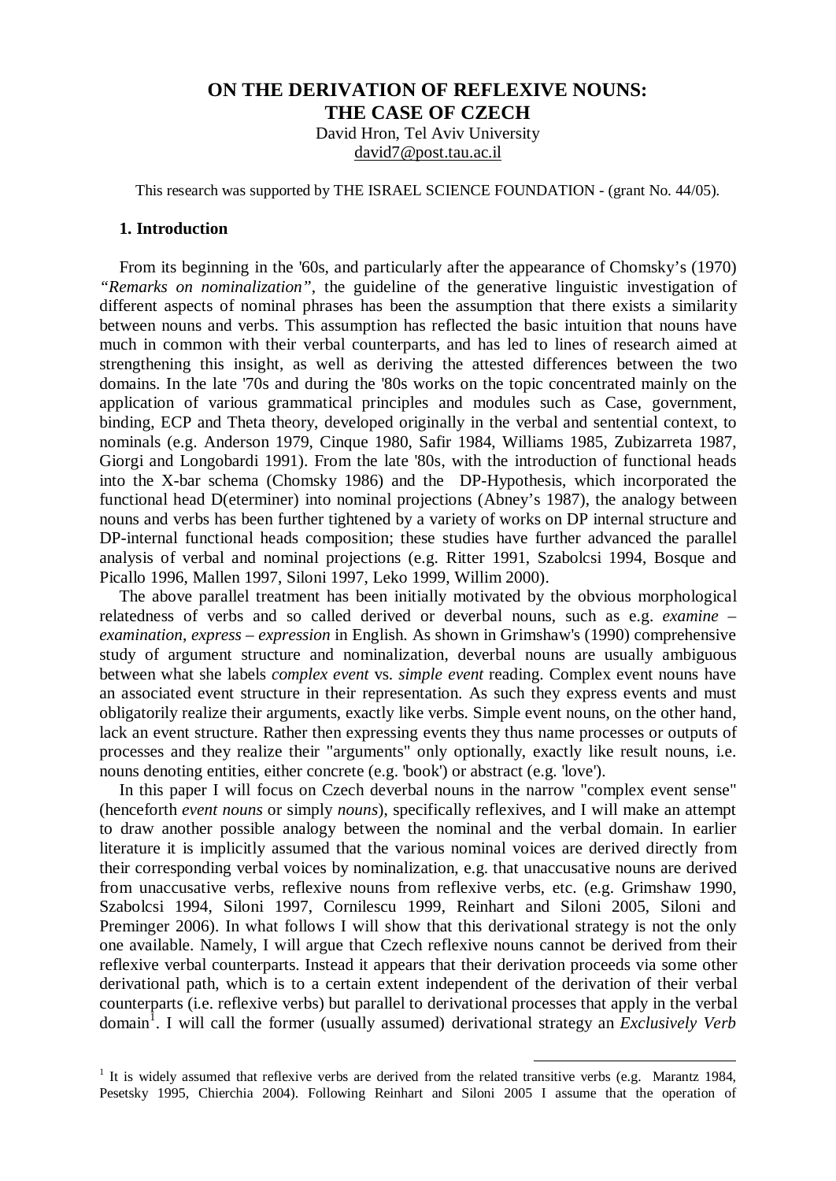# ON THE DERIVATION OF REFLEXIVE NOUNS: THE CASE OF CZECH

David Hron, Tel Aviv University
david7@post.tau.ac.il

This research was supported by THE ISRAEL SCIENCE FOUNDATION - (grant No. 44/05).

## 1. Introduction

From its beginning in the '60s, and particularly after the appearance of Chomsky's (1970) *"Remarks on nominalization"*, the guideline of the generative linguistic investigation of different aspects of nominal phrases has been the assumption that there exists a similarity between nouns and verbs. This assumption has reflected the basic intuition that nouns have much in common with their verbal counterparts, and has led to lines of research aimed at strengthening this insight, as well as deriving the attested differences between the two domains. In the late '70s and during the '80s works on the topic concentrated mainly on the application of various grammatical principles and modules such as Case, government, binding, ECP and Theta theory, developed originally in the verbal and sentential context, to nominals (e.g. Anderson 1979, Cinque 1980, Safir 1984, Williams 1985, Zubizarreta 1987, Giorgi and Longobardi 1991). From the late '80s, with the introduction of functional heads into the X-bar schema (Chomsky 1986) and the DP-Hypothesis, which incorporated the functional head D(eterminer) into nominal projections (Abney's 1987), the analogy between nouns and verbs has been further tightened by a variety of works on DP internal structure and DP-internal functional heads composition; these studies have further advanced the parallel analysis of verbal and nominal projections (e.g. Ritter 1991, Szabolcsi 1994, Bosque and Picallo 1996, Mallen 1997, Siloni 1997, Leko 1999, Willim 2000).

The above parallel treatment has been initially motivated by the obvious morphological relatedness of verbs and so called derived or deverbal nouns, such as e.g. *examine – examination*, *express – expression* in English. As shown in Grimshaw's (1990) comprehensive study of argument structure and nominalization, deverbal nouns are usually ambiguous between what she labels *complex event* vs. *simple event* reading. Complex event nouns have an associated event structure in their representation. As such they express events and must obligatorily realize their arguments, exactly like verbs. Simple event nouns, on the other hand, lack an event structure. Rather then expressing events they thus name processes or outputs of processes and they realize their "arguments" only optionally, exactly like result nouns, i.e. nouns denoting entities, either concrete (e.g. 'book') or abstract (e.g. 'love').

In this paper I will focus on Czech deverbal nouns in the narrow "complex event sense" (henceforth *event nouns* or simply *nouns*), specifically reflexives, and I will make an attempt to draw another possible analogy between the nominal and the verbal domain. In earlier literature it is implicitly assumed that the various nominal voices are derived directly from their corresponding verbal voices by nominalization, e.g. that unaccusative nouns are derived from unaccusative verbs, reflexive nouns from reflexive verbs, etc. (e.g. Grimshaw 1990, Szabolcsi 1994, Siloni 1997, Cornilescu 1999, Reinhart and Siloni 2005, Siloni and Preminger 2006). In what follows I will show that this derivational strategy is not the only one available. Namely, I will argue that Czech reflexive nouns cannot be derived from their reflexive verbal counterparts. Instead it appears that their derivation proceeds via some other derivational path, which is to a certain extent independent of the derivation of their verbal counterparts (i.e. reflexive verbs) but parallel to derivational processes that apply in the verbal domain[1]. I will call the former (usually assumed) derivational strategy an *Exclusively Verb*

[1] It is widely assumed that reflexive verbs are derived from the related transitive verbs (e.g. Marantz 1984, Pesetsky 1995, Chierchia 2004). Following Reinhart and Siloni 2005 I assume that the operation of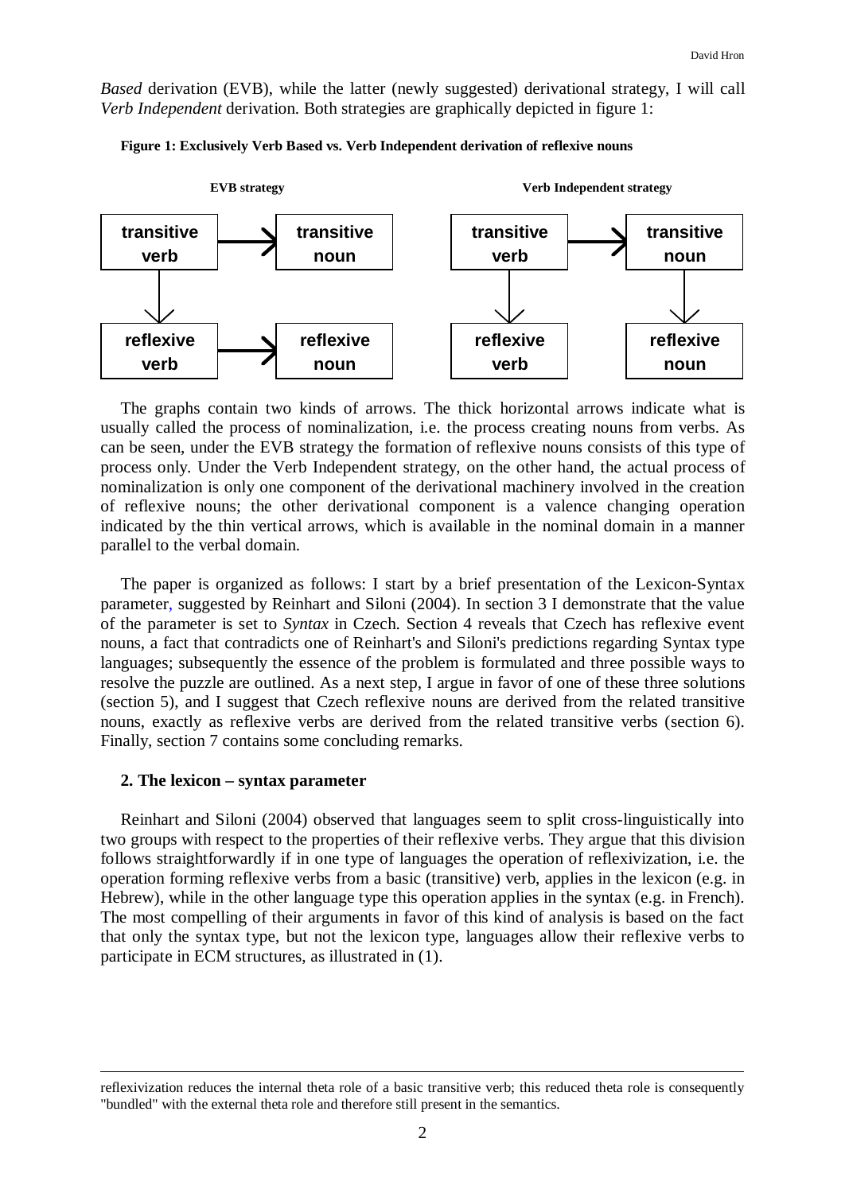*Based* derivation (EVB), while the latter (newly suggested) derivational strategy, I will call *Verb Independent* derivation. Both strategies are graphically depicted in figure 1:

**Figure 1: Exclusively Verb Based vs. Verb Independent derivation of reflexive nouns**

**EVB strategy**

| | | |
|---|---|---|
| **transitive verb** | → | **transitive noun** |
| ↓ | | |
| **reflexive verb** | → | **reflexive noun** |

**Verb Independent strategy**

| | | |
|---|---|---|
| **transitive verb** | → | **transitive noun** |
| ↓ | | ↓ |
| **reflexive verb** | | **reflexive noun** |

The graphs contain two kinds of arrows. The thick horizontal arrows indicate what is usually called the process of nominalization, i.e. the process creating nouns from verbs. As can be seen, under the EVB strategy the formation of reflexive nouns consists of this type of process only. Under the Verb Independent strategy, on the other hand, the actual process of nominalization is only one component of the derivational machinery involved in the creation of reflexive nouns; the other derivational component is a valence changing operation indicated by the thin vertical arrows, which is available in the nominal domain in a manner parallel to the verbal domain.

The paper is organized as follows: I start by a brief presentation of the Lexicon-Syntax parameter, suggested by Reinhart and Siloni (2004). In section 3 I demonstrate that the value of the parameter is set to *Syntax* in Czech. Section 4 reveals that Czech has reflexive event nouns, a fact that contradicts one of Reinhart's and Siloni's predictions regarding Syntax type languages; subsequently the essence of the problem is formulated and three possible ways to resolve the puzzle are outlined. As a next step, I argue in favor of one of these three solutions (section 5), and I suggest that Czech reflexive nouns are derived from the related transitive nouns, exactly as reflexive verbs are derived from the related transitive verbs (section 6). Finally, section 7 contains some concluding remarks.

## 2. The lexicon – syntax parameter

Reinhart and Siloni (2004) observed that languages seem to split cross-linguistically into two groups with respect to the properties of their reflexive verbs. They argue that this division follows straightforwardly if in one type of languages the operation of reflexivization, i.e. the operation forming reflexive verbs from a basic (transitive) verb, applies in the lexicon (e.g. in Hebrew), while in the other language type this operation applies in the syntax (e.g. in French). The most compelling of their arguments in favor of this kind of analysis is based on the fact that only the syntax type, but not the lexicon type, languages allow their reflexive verbs to participate in ECM structures, as illustrated in (1).

---

reflexivization reduces the internal theta role of a basic transitive verb; this reduced theta role is consequently "bundled" with the external theta role and therefore still present in the semantics.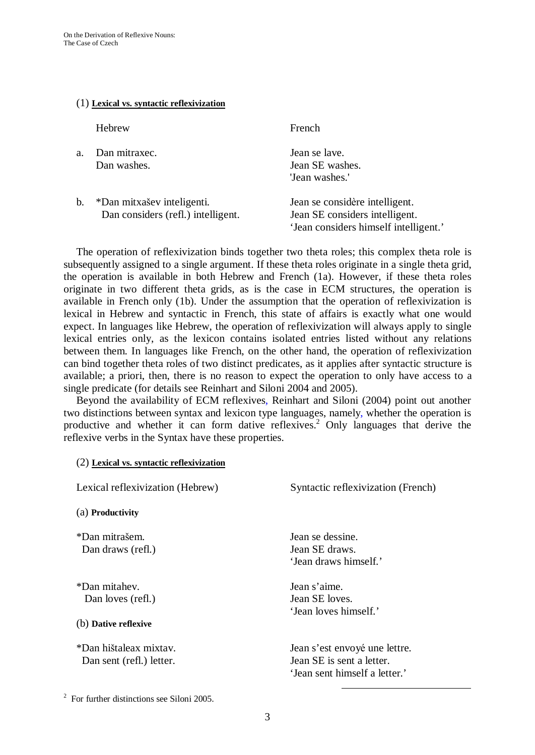(1) **Lexical vs. syntactic reflexivization**

| | Hebrew | French |
|---|---|---|
| a. | Dan mitraxec.<br>Dan washes. | Jean se lave.<br>Jean SE washes.<br>'Jean washes.' |
| b. | *Dan mitxašev inteligenti.<br>Dan considers (refl.) intelligent. | Jean se considère intelligent.<br>Jean SE considers intelligent.<br>'Jean considers himself intelligent.' |

The operation of reflexivization binds together two theta roles; this complex theta role is subsequently assigned to a single argument. If these theta roles originate in a single theta grid, the operation is available in both Hebrew and French (1a). However, if these theta roles originate in two different theta grids, as is the case in ECM structures, the operation is available in French only (1b). Under the assumption that the operation of reflexivization is lexical in Hebrew and syntactic in French, this state of affairs is exactly what one would expect. In languages like Hebrew, the operation of reflexivization will always apply to single lexical entries only, as the lexicon contains isolated entries listed without any relations between them. In languages like French, on the other hand, the operation of reflexivization can bind together theta roles of two distinct predicates, as it applies after syntactic structure is available; a priori, then, there is no reason to expect the operation to only have access to a single predicate (for details see Reinhart and Siloni 2004 and 2005).

Beyond the availability of ECM reflexives, Reinhart and Siloni (2004) point out another two distinctions between syntax and lexicon type languages, namely, whether the operation is productive and whether it can form dative reflexives.[2] Only languages that derive the reflexive verbs in the Syntax have these properties.

(2) **Lexical vs. syntactic reflexivization**

| Lexical reflexivization (Hebrew) | Syntactic reflexivization (French) |
|---|---|
| (a) **Productivity** | |
| *Dan mitrašem.<br>Dan draws (refl.) | Jean se dessine.<br>Jean SE draws.<br>'Jean draws himself.' |
| *Dan mitahev.<br>Dan loves (refl.) | Jean s'aime.<br>Jean SE loves.<br>'Jean loves himself.' |
| (b) **Dative reflexive** | |
| *Dan hištaleax mixtav.<br>Dan sent (refl.) letter. | Jean s'est envoyé une lettre.<br>Jean SE is sent a letter.<br>'Jean sent himself a letter.' |

[2] For further distinctions see Siloni 2005.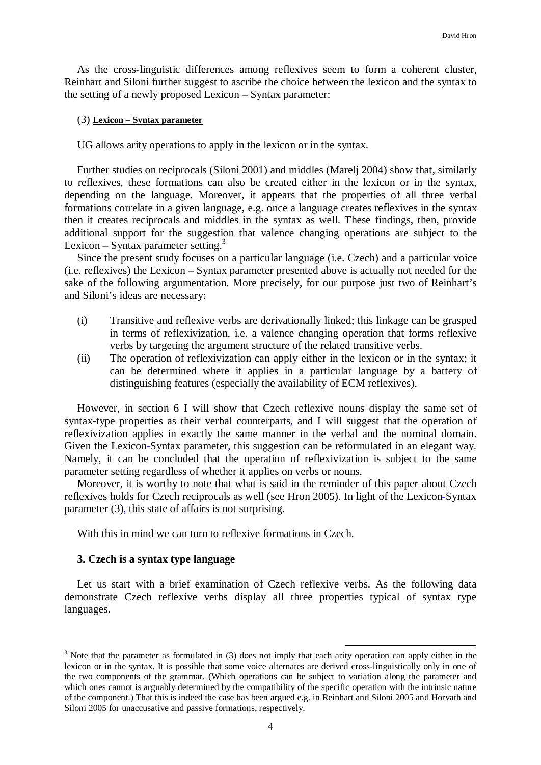As the cross-linguistic differences among reflexives seem to form a coherent cluster, Reinhart and Siloni further suggest to ascribe the choice between the lexicon and the syntax to the setting of a newly proposed Lexicon – Syntax parameter:

(3) **Lexicon – Syntax parameter**

UG allows arity operations to apply in the lexicon or in the syntax.

Further studies on reciprocals (Siloni 2001) and middles (Marelj 2004) show that, similarly to reflexives, these formations can also be created either in the lexicon or in the syntax, depending on the language. Moreover, it appears that the properties of all three verbal formations correlate in a given language, e.g. once a language creates reflexives in the syntax then it creates reciprocals and middles in the syntax as well. These findings, then, provide additional support for the suggestion that valence changing operations are subject to the Lexicon – Syntax parameter setting.[3]

Since the present study focuses on a particular language (i.e. Czech) and a particular voice (i.e. reflexives) the Lexicon – Syntax parameter presented above is actually not needed for the sake of the following argumentation. More precisely, for our purpose just two of Reinhart's and Siloni's ideas are necessary:

(i) Transitive and reflexive verbs are derivationally linked; this linkage can be grasped in terms of reflexivization, i.e. a valence changing operation that forms reflexive verbs by targeting the argument structure of the related transitive verbs.

(ii) The operation of reflexivization can apply either in the lexicon or in the syntax; it can be determined where it applies in a particular language by a battery of distinguishing features (especially the availability of ECM reflexives).

However, in section 6 I will show that Czech reflexive nouns display the same set of syntax-type properties as their verbal counterparts, and I will suggest that the operation of reflexivization applies in exactly the same manner in the verbal and the nominal domain. Given the Lexicon-Syntax parameter, this suggestion can be reformulated in an elegant way. Namely, it can be concluded that the operation of reflexivization is subject to the same parameter setting regardless of whether it applies on verbs or nouns.

Moreover, it is worthy to note that what is said in the reminder of this paper about Czech reflexives holds for Czech reciprocals as well (see Hron 2005). In light of the Lexicon-Syntax parameter (3), this state of affairs is not surprising.

With this in mind we can turn to reflexive formations in Czech.

### 3. Czech is a syntax type language

Let us start with a brief examination of Czech reflexive verbs. As the following data demonstrate Czech reflexive verbs display all three properties typical of syntax type languages.

[3] Note that the parameter as formulated in (3) does not imply that each arity operation can apply either in the lexicon or in the syntax. It is possible that some voice alternates are derived cross-linguistically only in one of the two components of the grammar. (Which operations can be subject to variation along the parameter and which ones cannot is arguably determined by the compatibility of the specific operation with the intrinsic nature of the component.) That this is indeed the case has been argued e.g. in Reinhart and Siloni 2005 and Horvath and Siloni 2005 for unaccusative and passive formations, respectively.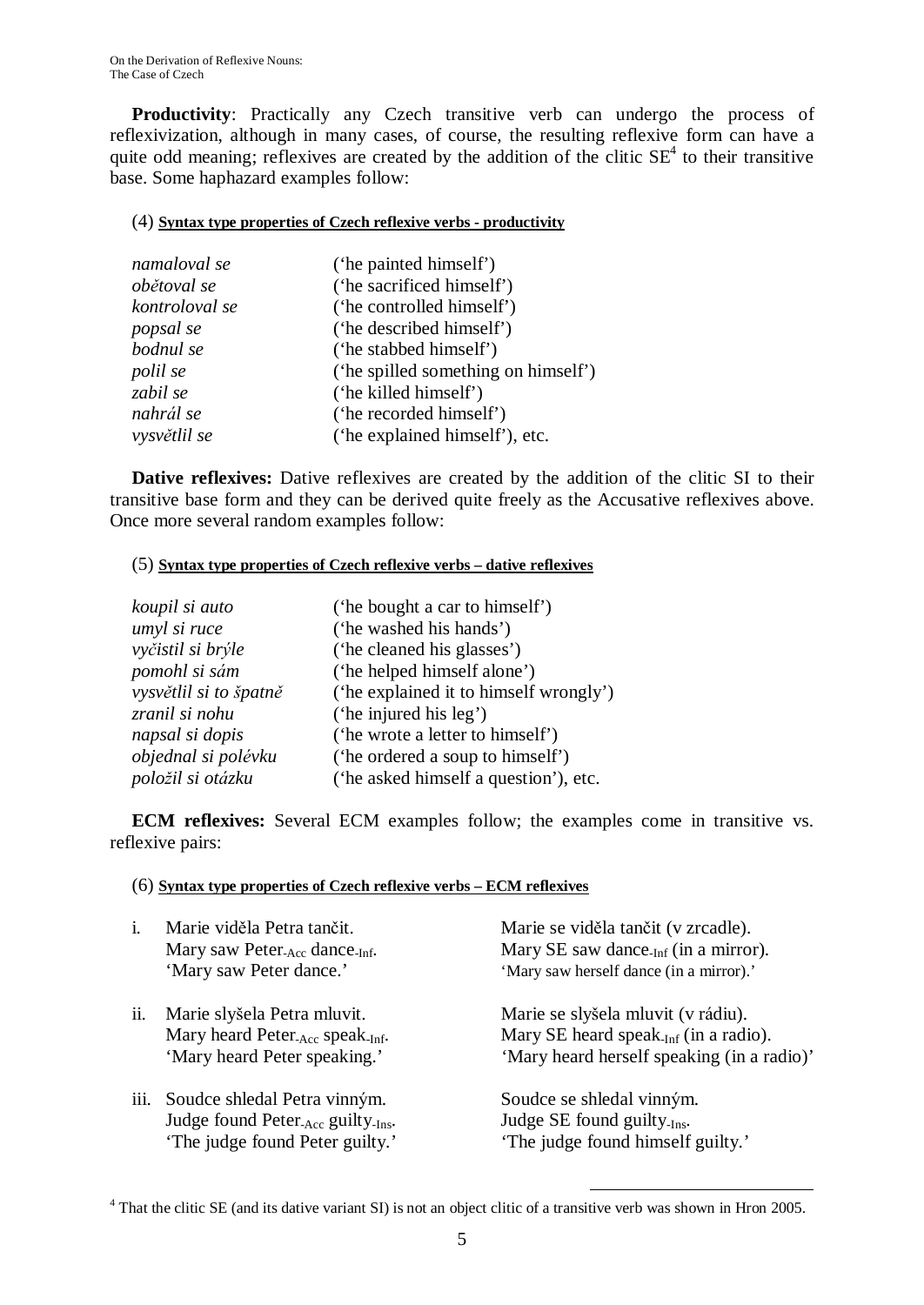**Productivity**: Practically any Czech transitive verb can undergo the process of reflexivization, although in many cases, of course, the resulting reflexive form can have a quite odd meaning; reflexives are created by the addition of the clitic SE[4] to their transitive base. Some haphazard examples follow:

(4) **Syntax type properties of Czech reflexive verbs - productivity**

| | |
|---|---|
| *namaloval se* | ('he painted himself') |
| *obětoval se* | ('he sacrificed himself') |
| *kontroloval se* | ('he controlled himself') |
| *popsal se* | ('he described himself') |
| *bodnul se* | ('he stabbed himself') |
| *polil se* | ('he spilled something on himself') |
| *zabil se* | ('he killed himself') |
| *nahrál se* | ('he recorded himself') |
| *vysvětlil se* | ('he explained himself'), etc. |

**Dative reflexives:** Dative reflexives are created by the addition of the clitic SI to their transitive base form and they can be derived quite freely as the Accusative reflexives above. Once more several random examples follow:

(5) **Syntax type properties of Czech reflexive verbs – dative reflexives**

| | |
|---|---|
| *koupil si auto* | ('he bought a car to himself') |
| *umyl si ruce* | ('he washed his hands') |
| *vyčistil si brýle* | ('he cleaned his glasses') |
| *pomohl si sám* | ('he helped himself alone') |
| *vysvětlil si to špatně* | ('he explained it to himself wrongly') |
| *zranil si nohu* | ('he injured his leg') |
| *napsal si dopis* | ('he wrote a letter to himself') |
| *objednal si polévku* | ('he ordered a soup to himself') |
| *položil si otázku* | ('he asked himself a question'), etc. |

**ECM reflexives:** Several ECM examples follow; the examples come in transitive vs. reflexive pairs:

(6) **Syntax type properties of Czech reflexive verbs – ECM reflexives**

| | | |
|---|---|---|
| i. | Marie viděla Petra tančit.<br>Mary saw Peter$_{\text{-Acc}}$ dance$_{\text{-Inf}}$.<br>'Mary saw Peter dance.' | Marie se viděla tančit (v zrcadle).<br>Mary SE saw dance$_{\text{-Inf}}$ (in a mirror).<br>'Mary saw herself dance (in a mirror).' |
| ii. | Marie slyšela Petra mluvit.<br>Mary heard Peter$_{\text{-Acc}}$ speak$_{\text{-Inf}}$.<br>'Mary heard Peter speaking.' | Marie se slyšela mluvit (v rádiu).<br>Mary SE heard speak$_{\text{-Inf}}$ (in a radio).<br>'Mary heard herself speaking (in a radio)' |
| iii. | Soudce shledal Petra vinným.<br>Judge found Peter$_{\text{-Acc}}$ guilty$_{\text{-Ins}}$.<br>'The judge found Peter guilty.' | Soudce se shledal vinným.<br>Judge SE found guilty$_{\text{-Ins}}$.<br>'The judge found himself guilty.' |

[4] That the clitic SE (and its dative variant SI) is not an object clitic of a transitive verb was shown in Hron 2005.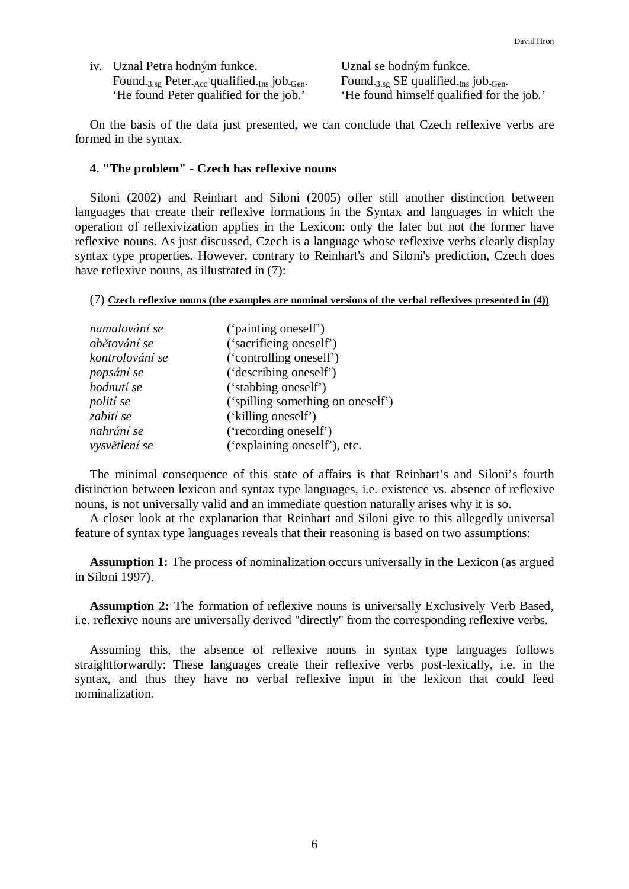iv. Uznal Petra hodným funkce. Uznal se hodným funkce.
Found$_{-3.sg}$ Peter$_{-Acc}$ qualified$_{-Ins}$ job$_{-Gen}$. Found$_{-3.sg}$ SE qualified$_{-Ins}$ job$_{-Gen}$.
'He found Peter qualified for the job.' 'He found himself qualified for the job.'

On the basis of the data just presented, we can conclude that Czech reflexive verbs are formed in the syntax.

### 4. "The problem" - Czech has reflexive nouns

Siloni (2002) and Reinhart and Siloni (2005) offer still another distinction between languages that create their reflexive formations in the Syntax and languages in which the operation of reflexivization applies in the Lexicon: only the later but not the former have reflexive nouns. As just discussed, Czech is a language whose reflexive verbs clearly display syntax type properties. However, contrary to Reinhart's and Siloni's prediction, Czech does have reflexive nouns, as illustrated in (7):

(7) **Czech reflexive nouns (the examples are nominal versions of the verbal reflexives presented in (4))**

| | |
|---|---|
| *namalování se* | ('painting oneself') |
| *obětování se* | ('sacrificing oneself') |
| *kontrolování se* | ('controlling oneself') |
| *popsání se* | ('describing oneself') |
| *bodnutí se* | ('stabbing oneself') |
| *polití se* | ('spilling something on oneself') |
| *zabití se* | ('killing oneself') |
| *nahrání se* | ('recording oneself') |
| *vysvětlení se* | ('explaining oneself'), etc. |

The minimal consequence of this state of affairs is that Reinhart's and Siloni's fourth distinction between lexicon and syntax type languages, i.e. existence vs. absence of reflexive nouns, is not universally valid and an immediate question naturally arises why it is so.

A closer look at the explanation that Reinhart and Siloni give to this allegedly universal feature of syntax type languages reveals that their reasoning is based on two assumptions:

**Assumption 1:** The process of nominalization occurs universally in the Lexicon (as argued in Siloni 1997).

**Assumption 2:** The formation of reflexive nouns is universally Exclusively Verb Based, i.e. reflexive nouns are universally derived "directly" from the corresponding reflexive verbs.

Assuming this, the absence of reflexive nouns in syntax type languages follows straightforwardly: These languages create their reflexive verbs post-lexically, i.e. in the syntax, and thus they have no verbal reflexive input in the lexicon that could feed nominalization.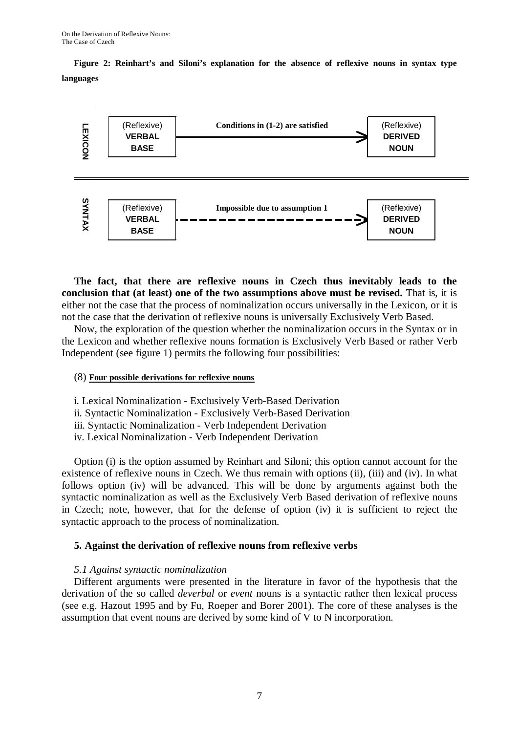**Figure 2: Reinhart's and Siloni's explanation for the absence of reflexive nouns in syntax type languages**

| | | | |
|---|---|---|---|
| LEXICON | (Reflexive) **VERBAL BASE** | **Conditions in (1-2) are satisfied** → | (Reflexive) **DERIVED NOUN** |
| SYNTAX | (Reflexive) **VERBAL BASE** | **Impossible due to assumption 1** - - -> | (Reflexive) **DERIVED NOUN** |

**The fact, that there are reflexive nouns in Czech thus inevitably leads to the conclusion that (at least) one of the two assumptions above must be revised.** That is, it is either not the case that the process of nominalization occurs universally in the Lexicon, or it is not the case that the derivation of reflexive nouns is universally Exclusively Verb Based.

Now, the exploration of the question whether the nominalization occurs in the Syntax or in the Lexicon and whether reflexive nouns formation is Exclusively Verb Based or rather Verb Independent (see figure 1) permits the following four possibilities:

(8) **Four possible derivations for reflexive nouns**

i. Lexical Nominalization - Exclusively Verb-Based Derivation  
ii. Syntactic Nominalization - Exclusively Verb-Based Derivation  
iii. Syntactic Nominalization - Verb Independent Derivation  
iv. Lexical Nominalization - Verb Independent Derivation

Option (i) is the option assumed by Reinhart and Siloni; this option cannot account for the existence of reflexive nouns in Czech. We thus remain with options (ii), (iii) and (iv). In what follows option (iv) will be advanced. This will be done by arguments against both the syntactic nominalization as well as the Exclusively Verb Based derivation of reflexive nouns in Czech; note, however, that for the defense of option (iv) it is sufficient to reject the syntactic approach to the process of nominalization.

## 5. Against the derivation of reflexive nouns from reflexive verbs

### *5.1 Against syntactic nominalization*

Different arguments were presented in the literature in favor of the hypothesis that the derivation of the so called *deverbal* or *event* nouns is a syntactic rather then lexical process (see e.g. Hazout 1995 and by Fu, Roeper and Borer 2001). The core of these analyses is the assumption that event nouns are derived by some kind of V to N incorporation.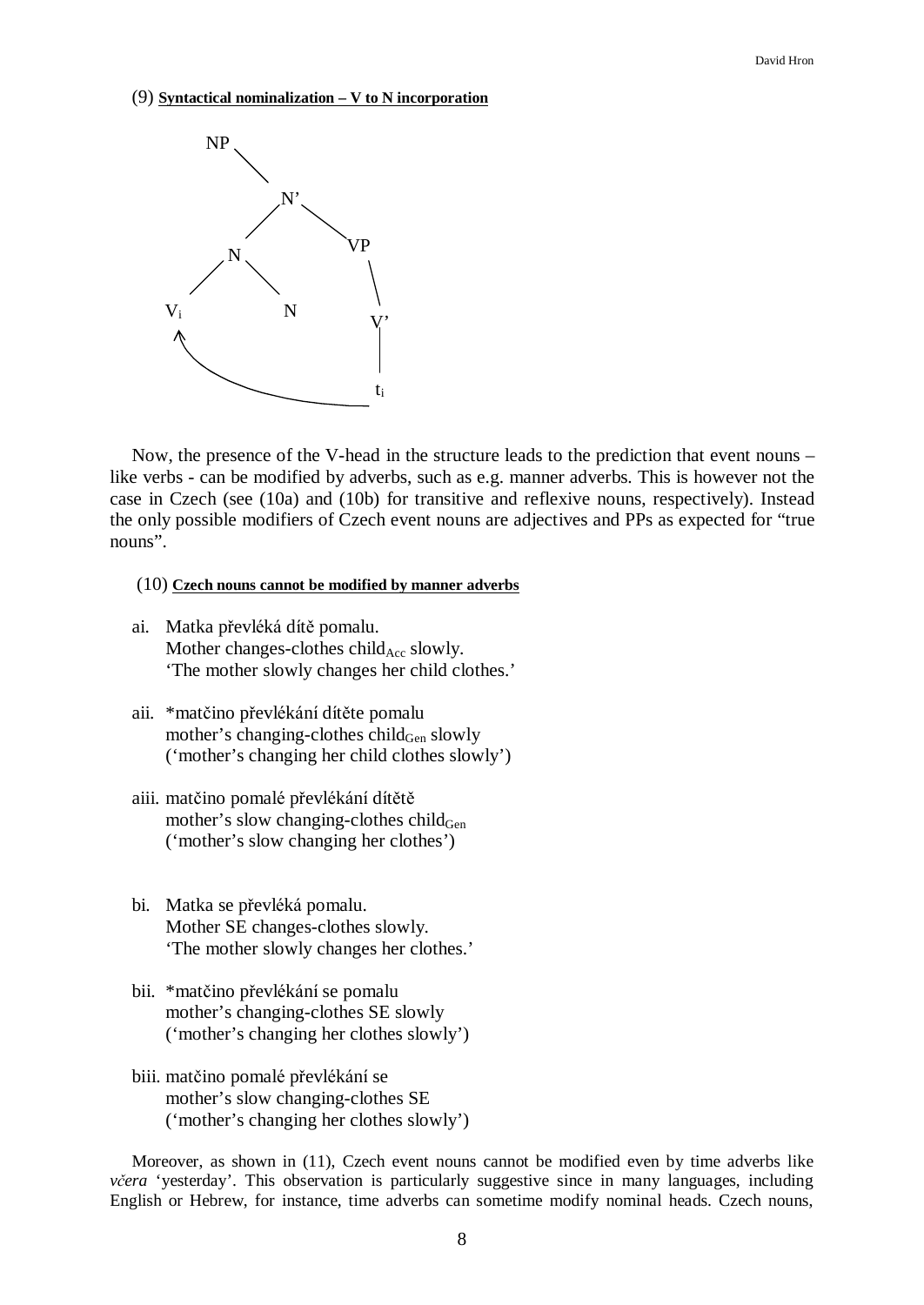(9) **Syntactical nominalization – V to N incorporation**

```
NP
  \
   N'
  /   \
 N     VP
/ \      \
Vi  N     V'
^          |
|__________ti
```

Now, the presence of the V-head in the structure leads to the prediction that event nouns – like verbs - can be modified by adverbs, such as e.g. manner adverbs. This is however not the case in Czech (see (10a) and (10b) for transitive and reflexive nouns, respectively). Instead the only possible modifiers of Czech event nouns are adjectives and PPs as expected for "true nouns".

(10) **Czech nouns cannot be modified by manner adverbs**

ai. Matka převléká dítě pomalu.
Mother changes-clothes $\text{child}_{\text{Acc}}$ slowly.
'The mother slowly changes her child clothes.'

aii. *matčino převlékání dítěte pomalu
mother's changing-clothes $\text{child}_{\text{Gen}}$ slowly
('mother's changing her child clothes slowly')

aiii. matčino pomalé převlékání dítětě
mother's slow changing-clothes $\text{child}_{\text{Gen}}$
('mother's slow changing her clothes')

bi. Matka se převléká pomalu.
Mother SE changes-clothes slowly.
'The mother slowly changes her clothes.'

bii. *matčino převlékání se pomalu
mother's changing-clothes SE slowly
('mother's changing her clothes slowly')

biii. matčino pomalé převlékání se
mother's slow changing-clothes SE
('mother's changing her clothes slowly')

Moreover, as shown in (11), Czech event nouns cannot be modified even by time adverbs like *včera* 'yesterday'. This observation is particularly suggestive since in many languages, including English or Hebrew, for instance, time adverbs can sometime modify nominal heads. Czech nouns,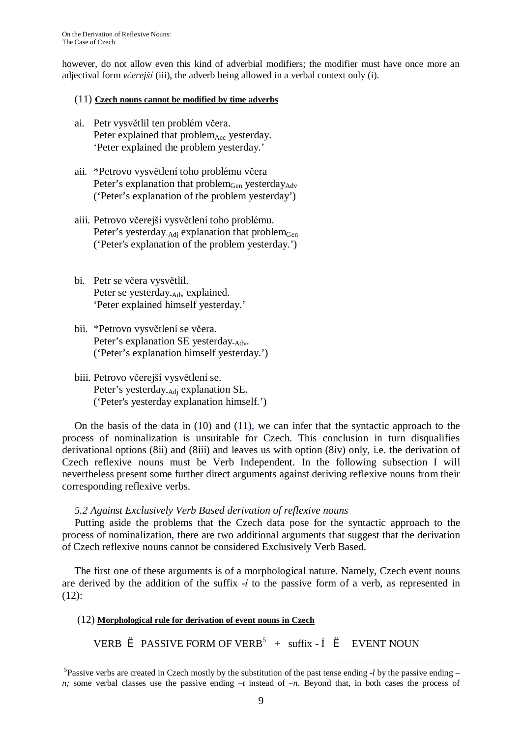however, do not allow even this kind of adverbial modifiers; the modifier must have once more an adjectival form *včerejší* (iii), the adverb being allowed in a verbal context only (i).

(11) **Czech nouns cannot be modified by time adverbs**

ai. Petr vysvětlil ten problém včera.
Peter explained that problem$_{Acc}$ yesterday.
'Peter explained the problem yesterday.'

aii. *Petrovo vysvětlení toho problému včera
Peter's explanation that problem$_{Gen}$ yesterday$_{Adv}$
('Peter's explanation of the problem yesterday')

aiii. Petrovo včerejší vysvětlení toho problému.
Peter's yesterday$_{-Adj}$ explanation that problem$_{Gen}$
('Peter's explanation of the problem yesterday.')

bi. Petr se včera vysvětlil.
Peter se yesterday$_{-Adv}$ explained.
'Peter explained himself yesterday.'

bii. *Petrovo vysvětlení se včera.
Peter's explanation SE yesterday$_{-Adv}$.
('Peter's explanation himself yesterday.')

biii. Petrovo včerejší vysvětlení se.
Peter's yesterday$_{-Adj}$ explanation SE.
('Peter's yesterday explanation himself.')

On the basis of the data in (10) and (11), we can infer that the syntactic approach to the process of nominalization is unsuitable for Czech. This conclusion in turn disqualifies derivational options (8ii) and (8iii) and leaves us with option (8iv) only, i.e. the derivation of Czech reflexive nouns must be Verb Independent. In the following subsection I will nevertheless present some further direct arguments against deriving reflexive nouns from their corresponding reflexive verbs.

*5.2 Against Exclusively Verb Based derivation of reflexive nouns*

Putting aside the problems that the Czech data pose for the syntactic approach to the process of nominalization, there are two additional arguments that suggest that the derivation of Czech reflexive nouns cannot be considered Exclusively Verb Based.

The first one of these arguments is of a morphological nature. Namely, Czech event nouns are derived by the addition of the suffix *-í* to the passive form of a verb, as represented in (12):

(12) **Morphological rule for derivation of event nouns in Czech**

VERB → PASSIVE FORM OF VERB[5] + suffix - Í → EVENT NOUN

[5]Passive verbs are created in Czech mostly by the substitution of the past tense ending *-l* by the passive ending *–n;* some verbal classes use the passive ending *–t* instead of *–n*. Beyond that, in both cases the process of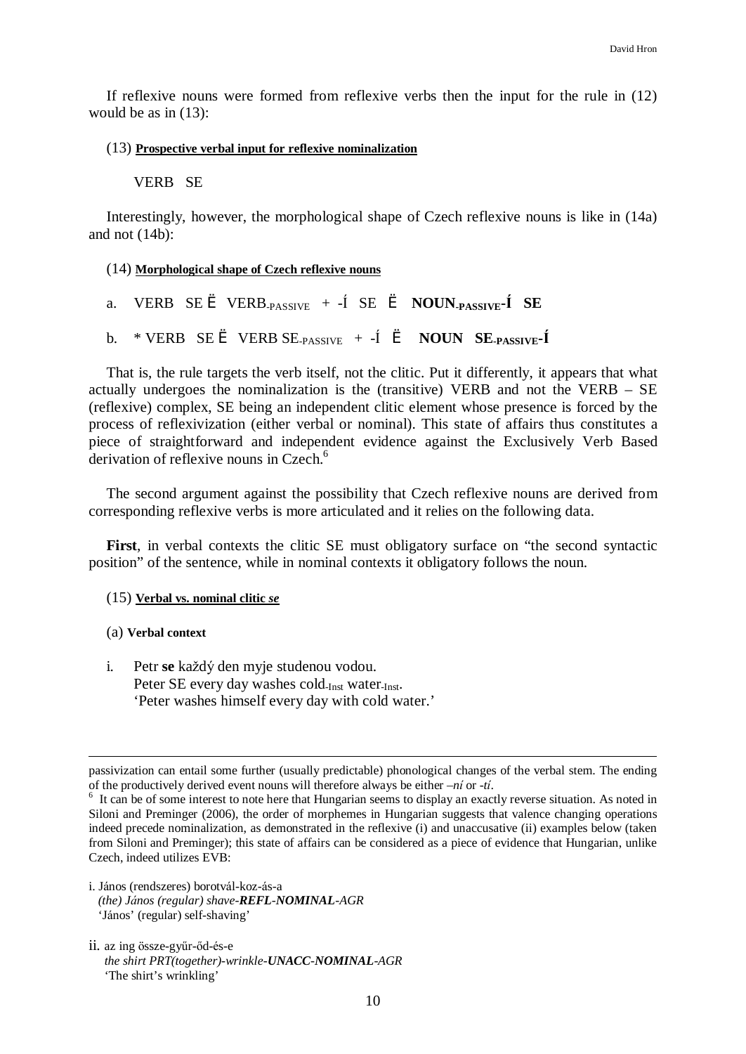If reflexive nouns were formed from reflexive verbs then the input for the rule in (12) would be as in (13):

(13) **Prospective verbal input for reflexive nominalization**

VERB SE

Interestingly, however, the morphological shape of Czech reflexive nouns is like in (14a) and not (14b):

(14) **Morphological shape of Czech reflexive nouns**

a. VERB SE Ë VERB$_{\text{-PASSIVE}}$ + -Í SE Ë **NOUN$_{\text{-PASSIVE}}$-Í SE**

b. * VERB SE Ë VERB SE$_{\text{-PASSIVE}}$ + -Í Ë **NOUN SE$_{\text{-PASSIVE}}$-Í**

That is, the rule targets the verb itself, not the clitic. Put it differently, it appears that what actually undergoes the nominalization is the (transitive) VERB and not the VERB – SE (reflexive) complex, SE being an independent clitic element whose presence is forced by the process of reflexivization (either verbal or nominal). This state of affairs thus constitutes a piece of straightforward and independent evidence against the Exclusively Verb Based derivation of reflexive nouns in Czech.[6]

The second argument against the possibility that Czech reflexive nouns are derived from corresponding reflexive verbs is more articulated and it relies on the following data.

**First**, in verbal contexts the clitic SE must obligatory surface on "the second syntactic position" of the sentence, while in nominal contexts it obligatory follows the noun.

(15) **Verbal vs. nominal clitic *se***

(a) **Verbal context**

i. Petr **se** každý den myje studenou vodou.
Peter SE every day washes cold$_{\text{-Inst}}$ water$_{\text{-Inst}}$.
'Peter washes himself every day with cold water.'

---

passivization can entail some further (usually predictable) phonological changes of the verbal stem. The ending of the productively derived event nouns will therefore always be either *–ní* or *-tí*.

[6] It can be of some interest to note here that Hungarian seems to display an exactly reverse situation. As noted in Siloni and Preminger (2006), the order of morphemes in Hungarian suggests that valence changing operations indeed precede nominalization, as demonstrated in the reflexive (i) and unaccusative (ii) examples below (taken from Siloni and Preminger); this state of affairs can be considered as a piece of evidence that Hungarian, unlike Czech, indeed utilizes EVB:

i. János (rendszeres) borotvál-koz-ás-a
*(the) János (regular) shave-**REFL-NOMINAL**-AGR*
'János' (regular) self-shaving'

ii. az ing össze-gyűr-őd-és-e
*the shirt PRT(together)-wrinkle-**UNACC-NOMINAL**-AGR*
'The shirt's wrinkling'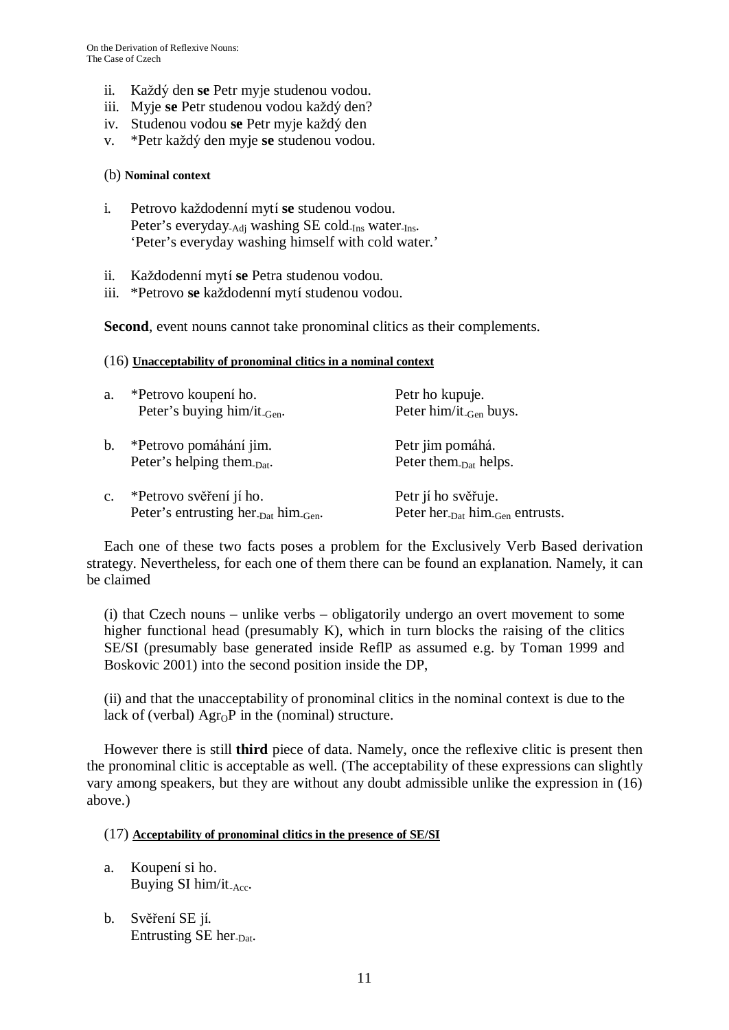ii. Každý den **se** Petr myje studenou vodou.
iii. Myje **se** Petr studenou vodou každý den?
iv. Studenou vodou **se** Petr myje každý den
v. *Petr každý den myje **se** studenou vodou.

(b) **Nominal context**

i. Petrovo každodenní mytí **se** studenou vodou.
   Peter's everyday$_{\text{-Adj}}$ washing SE cold$_{\text{-Ins}}$ water$_{\text{-Ins}}$.
   'Peter's everyday washing himself with cold water.'

ii. Každodenní mytí **se** Petra studenou vodou.
iii. *Petrovo **se** každodenní mytí studenou vodou.

**Second**, event nouns cannot take pronominal clitics as their complements.

(16) **Unacceptability of pronominal clitics in a nominal context**

| | | |
|---|---|---|
| a. | *Petrovo koupení ho.<br>Peter's buying him/it$_{\text{-Gen}}$. | Petr ho kupuje.<br>Peter him/it$_{\text{-Gen}}$ buys. |
| b. | *Petrovo pomáhání jim.<br>Peter's helping them$_{\text{-Dat}}$. | Petr jim pomáhá.<br>Peter them$_{\text{-Dat}}$ helps. |
| c. | *Petrovo svěření jí ho.<br>Peter's entrusting her$_{\text{-Dat}}$ him$_{\text{-Gen}}$. | Petr jí ho svěřuje.<br>Peter her$_{\text{-Dat}}$ him$_{\text{-Gen}}$ entrusts. |

Each one of these two facts poses a problem for the Exclusively Verb Based derivation strategy. Nevertheless, for each one of them there can be found an explanation. Namely, it can be claimed

(i) that Czech nouns – unlike verbs – obligatorily undergo an overt movement to some higher functional head (presumably K), which in turn blocks the raising of the clitics SE/SI (presumably base generated inside ReflP as assumed e.g. by Toman 1999 and Boskovic 2001) into the second position inside the DP,

(ii) and that the unacceptability of pronominal clitics in the nominal context is due to the lack of (verbal) $\text{Agr}_\text{O}$P in the (nominal) structure.

However there is still **third** piece of data. Namely, once the reflexive clitic is present then the pronominal clitic is acceptable as well. (The acceptability of these expressions can slightly vary among speakers, but they are without any doubt admissible unlike the expression in (16) above.)

(17) **Acceptability of pronominal clitics in the presence of SE/SI**

a. Koupení si ho.
   Buying SI him/it$_{\text{-Acc}}$.

b. Svěření SE jí.
   Entrusting SE her$_{\text{-Dat}}$.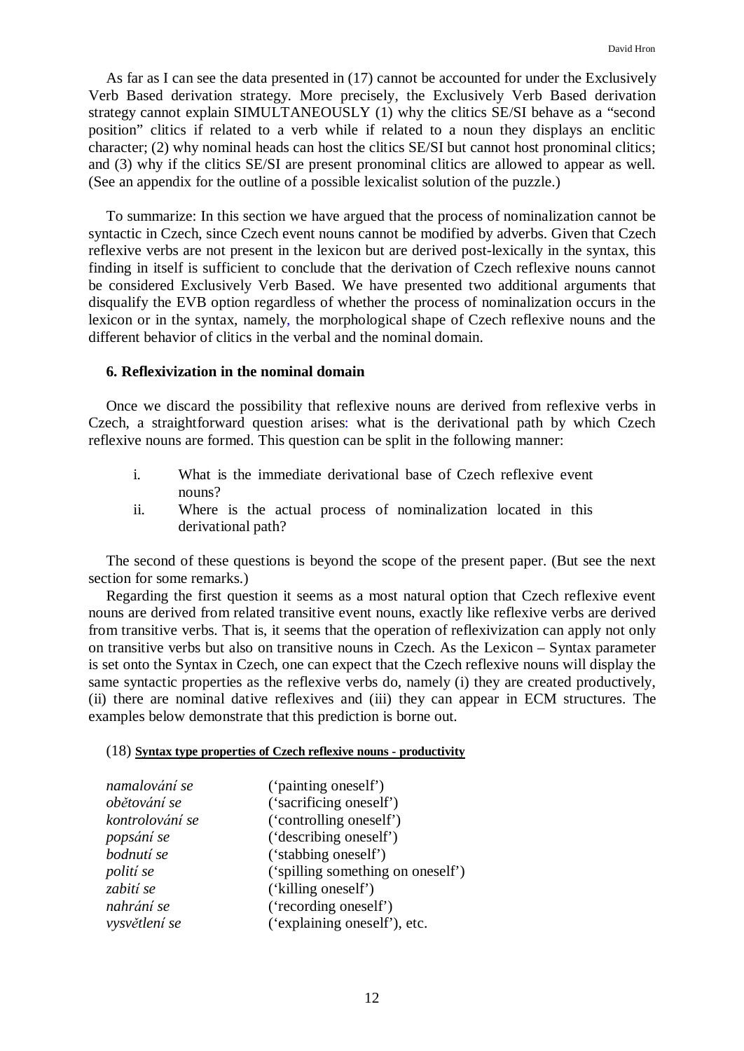As far as I can see the data presented in (17) cannot be accounted for under the Exclusively Verb Based derivation strategy. More precisely, the Exclusively Verb Based derivation strategy cannot explain SIMULTANEOUSLY (1) why the clitics SE/SI behave as a "second position" clitics if related to a verb while if related to a noun they displays an enclitic character; (2) why nominal heads can host the clitics SE/SI but cannot host pronominal clitics; and (3) why if the clitics SE/SI are present pronominal clitics are allowed to appear as well. (See an appendix for the outline of a possible lexicalist solution of the puzzle.)

To summarize: In this section we have argued that the process of nominalization cannot be syntactic in Czech, since Czech event nouns cannot be modified by adverbs. Given that Czech reflexive verbs are not present in the lexicon but are derived post-lexically in the syntax, this finding in itself is sufficient to conclude that the derivation of Czech reflexive nouns cannot be considered Exclusively Verb Based. We have presented two additional arguments that disqualify the EVB option regardless of whether the process of nominalization occurs in the lexicon or in the syntax, namely, the morphological shape of Czech reflexive nouns and the different behavior of clitics in the verbal and the nominal domain.

### 6. Reflexivization in the nominal domain

Once we discard the possibility that reflexive nouns are derived from reflexive verbs in Czech, a straightforward question arises: what is the derivational path by which Czech reflexive nouns are formed. This question can be split in the following manner:

i. What is the immediate derivational base of Czech reflexive event nouns?
ii. Where is the actual process of nominalization located in this derivational path?

The second of these questions is beyond the scope of the present paper. (But see the next section for some remarks.)

Regarding the first question it seems as a most natural option that Czech reflexive event nouns are derived from related transitive event nouns, exactly like reflexive verbs are derived from transitive verbs. That is, it seems that the operation of reflexivization can apply not only on transitive verbs but also on transitive nouns in Czech. As the Lexicon – Syntax parameter is set onto the Syntax in Czech, one can expect that the Czech reflexive nouns will display the same syntactic properties as the reflexive verbs do, namely (i) they are created productively, (ii) there are nominal dative reflexives and (iii) they can appear in ECM structures. The examples below demonstrate that this prediction is borne out.

(18) **Syntax type properties of Czech reflexive nouns - productivity**

| | |
|---|---|
| *namalování se* | ('painting oneself') |
| *obětování se* | ('sacrificing oneself') |
| *kontrolování se* | ('controlling oneself') |
| *popsání se* | ('describing oneself') |
| *bodnutí se* | ('stabbing oneself') |
| *polití se* | ('spilling something on oneself') |
| *zabití se* | ('killing oneself') |
| *nahrání se* | ('recording oneself') |
| *vysvětlení se* | ('explaining oneself'), etc. |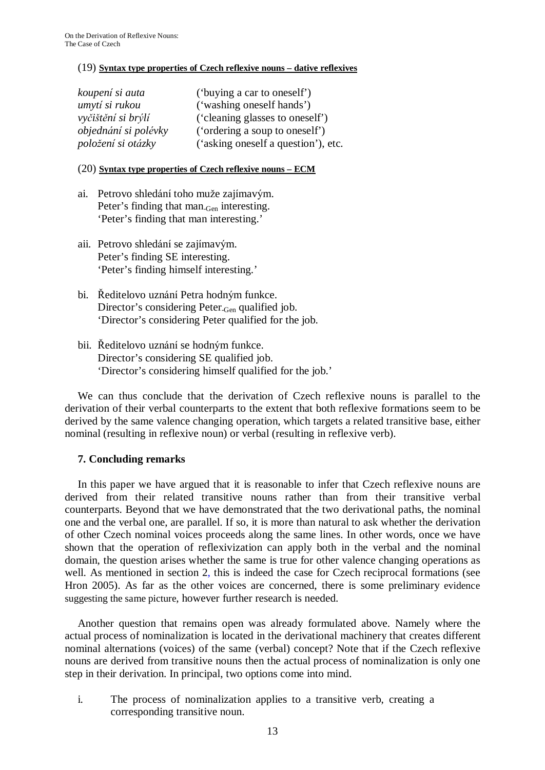(19) **Syntax type properties of Czech reflexive nouns – dative reflexives**

| | |
|---|---|
| *koupení si auta* | ('buying a car to oneself') |
| *umytí si rukou* | ('washing oneself hands') |
| *vyčištění si brýlí* | ('cleaning glasses to oneself') |
| *objednání si polévky* | ('ordering a soup to oneself') |
| *položení si otázky* | ('asking oneself a question'), etc. |

(20) **Syntax type properties of Czech reflexive nouns – ECM**

ai. Petrovo shledání toho muže zajímavým.
Peter's finding that man$_{\text{-Gen}}$ interesting.
'Peter's finding that man interesting.'

aii. Petrovo shledání se zajímavým.
Peter's finding SE interesting.
'Peter's finding himself interesting.'

bi. Ředitelovo uznání Petra hodným funkce.
Director's considering Peter$_{\text{-Gen}}$ qualified job.
'Director's considering Peter qualified for the job.

bii. Ředitelovo uznání se hodným funkce.
Director's considering SE qualified job.
'Director's considering himself qualified for the job.'

We can thus conclude that the derivation of Czech reflexive nouns is parallel to the derivation of their verbal counterparts to the extent that both reflexive formations seem to be derived by the same valence changing operation, which targets a related transitive base, either nominal (resulting in reflexive noun) or verbal (resulting in reflexive verb).

## 7. Concluding remarks

In this paper we have argued that it is reasonable to infer that Czech reflexive nouns are derived from their related transitive nouns rather than from their transitive verbal counterparts. Beyond that we have demonstrated that the two derivational paths, the nominal one and the verbal one, are parallel. If so, it is more than natural to ask whether the derivation of other Czech nominal voices proceeds along the same lines. In other words, once we have shown that the operation of reflexivization can apply both in the verbal and the nominal domain, the question arises whether the same is true for other valence changing operations as well. As mentioned in section 2, this is indeed the case for Czech reciprocal formations (see Hron 2005). As far as the other voices are concerned, there is some preliminary evidence suggesting the same picture, however further research is needed.

Another question that remains open was already formulated above. Namely where the actual process of nominalization is located in the derivational machinery that creates different nominal alternations (voices) of the same (verbal) concept? Note that if the Czech reflexive nouns are derived from transitive nouns then the actual process of nominalization is only one step in their derivation. In principal, two options come into mind.

i. The process of nominalization applies to a transitive verb, creating a corresponding transitive noun.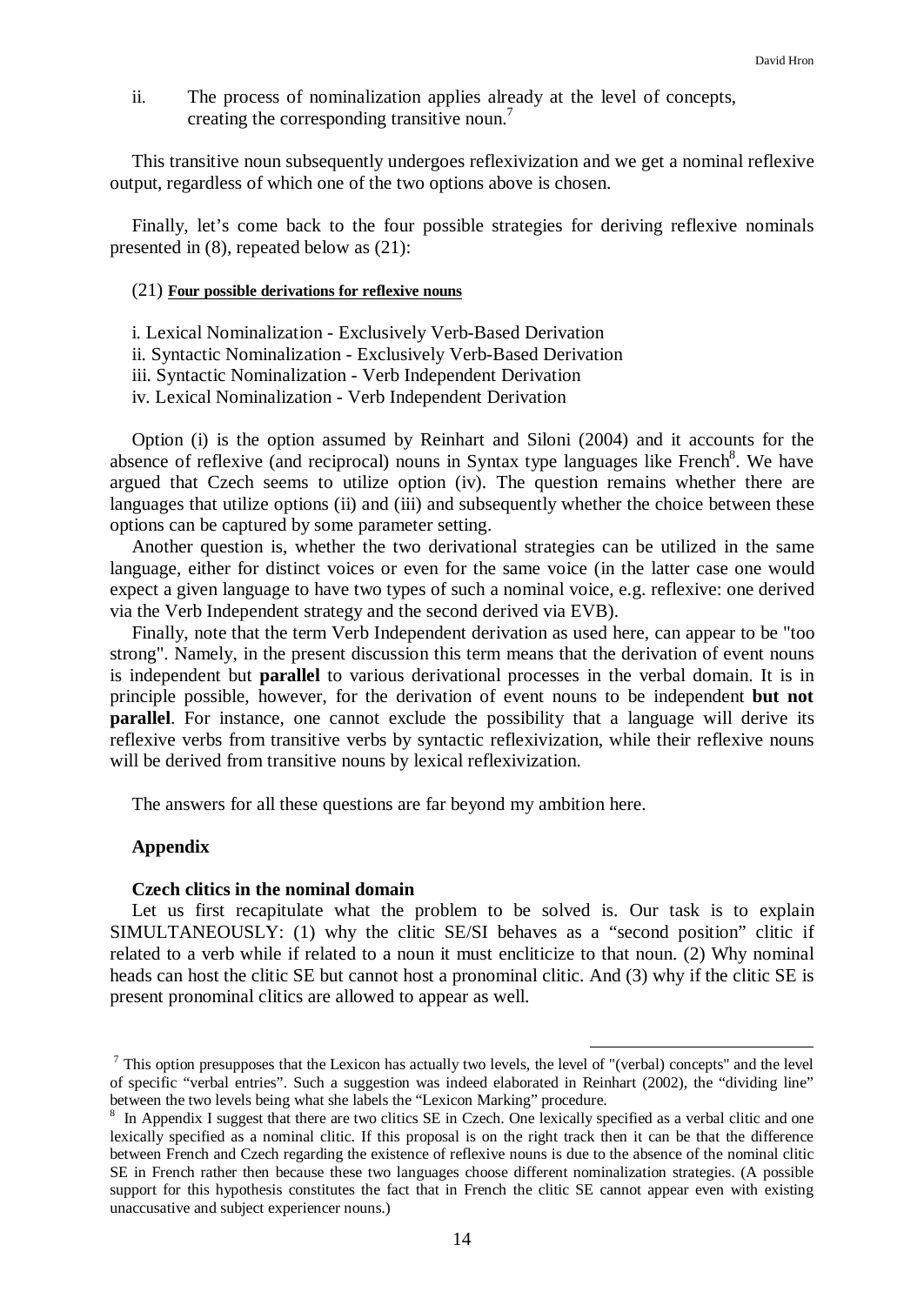ii. The process of nominalization applies already at the level of concepts, creating the corresponding transitive noun.[7]

This transitive noun subsequently undergoes reflexivization and we get a nominal reflexive output, regardless of which one of the two options above is chosen.

Finally, let's come back to the four possible strategies for deriving reflexive nominals presented in (8), repeated below as (21):

(21) **Four possible derivations for reflexive nouns**

i. Lexical Nominalization - Exclusively Verb-Based Derivation
ii. Syntactic Nominalization - Exclusively Verb-Based Derivation
iii. Syntactic Nominalization - Verb Independent Derivation
iv. Lexical Nominalization - Verb Independent Derivation

Option (i) is the option assumed by Reinhart and Siloni (2004) and it accounts for the absence of reflexive (and reciprocal) nouns in Syntax type languages like French[8]. We have argued that Czech seems to utilize option (iv). The question remains whether there are languages that utilize options (ii) and (iii) and subsequently whether the choice between these options can be captured by some parameter setting.

Another question is, whether the two derivational strategies can be utilized in the same language, either for distinct voices or even for the same voice (in the latter case one would expect a given language to have two types of such a nominal voice, e.g. reflexive: one derived via the Verb Independent strategy and the second derived via EVB).

Finally, note that the term Verb Independent derivation as used here, can appear to be "too strong". Namely, in the present discussion this term means that the derivation of event nouns is independent but **parallel** to various derivational processes in the verbal domain. It is in principle possible, however, for the derivation of event nouns to be independent **but not parallel**. For instance, one cannot exclude the possibility that a language will derive its reflexive verbs from transitive verbs by syntactic reflexivization, while their reflexive nouns will be derived from transitive nouns by lexical reflexivization.

The answers for all these questions are far beyond my ambition here.

## Appendix

### Czech clitics in the nominal domain

Let us first recapitulate what the problem to be solved is. Our task is to explain SIMULTANEOUSLY: (1) why the clitic SE/SI behaves as a "second position" clitic if related to a verb while if related to a noun it must encliticize to that noun. (2) Why nominal heads can host the clitic SE but cannot host a pronominal clitic. And (3) why if the clitic SE is present pronominal clitics are allowed to appear as well.

---

[7] This option presupposes that the Lexicon has actually two levels, the level of "(verbal) concepts" and the level of specific "verbal entries". Such a suggestion was indeed elaborated in Reinhart (2002), the "dividing line" between the two levels being what she labels the "Lexicon Marking" procedure.

[8] In Appendix I suggest that there are two clitics SE in Czech. One lexically specified as a verbal clitic and one lexically specified as a nominal clitic. If this proposal is on the right track then it can be that the difference between French and Czech regarding the existence of reflexive nouns is due to the absence of the nominal clitic SE in French rather then because these two languages choose different nominalization strategies. (A possible support for this hypothesis constitutes the fact that in French the clitic SE cannot appear even with existing unaccusative and subject experiencer nouns.)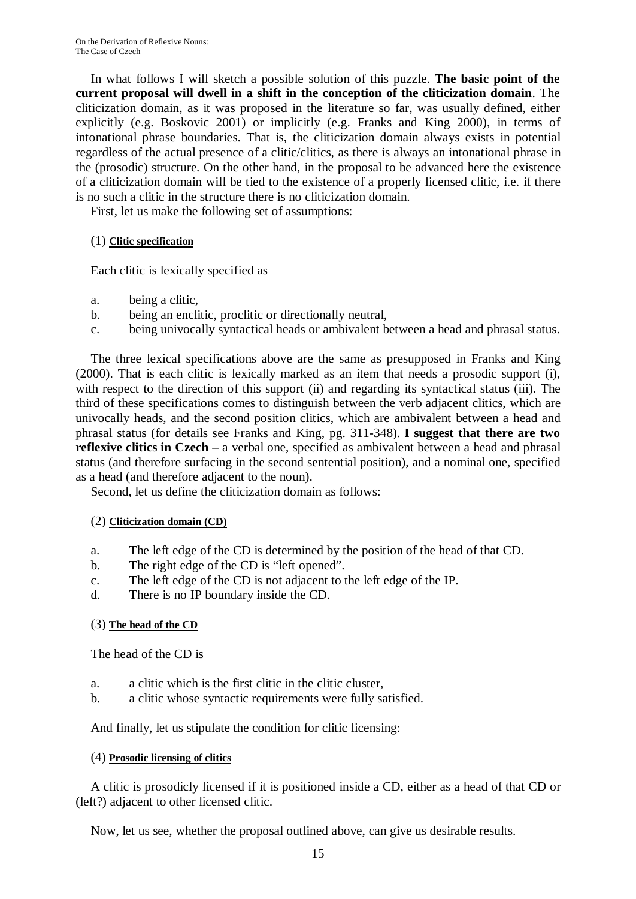In what follows I will sketch a possible solution of this puzzle. **The basic point of the current proposal will dwell in a shift in the conception of the cliticization domain**. The cliticization domain, as it was proposed in the literature so far, was usually defined, either explicitly (e.g. Boskovic 2001) or implicitly (e.g. Franks and King 2000), in terms of intonational phrase boundaries. That is, the cliticization domain always exists in potential regardless of the actual presence of a clitic/clitics, as there is always an intonational phrase in the (prosodic) structure. On the other hand, in the proposal to be advanced here the existence of a cliticization domain will be tied to the existence of a properly licensed clitic, i.e. if there is no such a clitic in the structure there is no cliticization domain.

First, let us make the following set of assumptions:

(1) **Clitic specification**

Each clitic is lexically specified as

a. being a clitic,
b. being an enclitic, proclitic or directionally neutral,
c. being univocally syntactical heads or ambivalent between a head and phrasal status.

The three lexical specifications above are the same as presupposed in Franks and King (2000). That is each clitic is lexically marked as an item that needs a prosodic support (i), with respect to the direction of this support (ii) and regarding its syntactical status (iii). The third of these specifications comes to distinguish between the verb adjacent clitics, which are univocally heads, and the second position clitics, which are ambivalent between a head and phrasal status (for details see Franks and King, pg. 311-348). **I suggest that there are two reflexive clitics in Czech** – a verbal one, specified as ambivalent between a head and phrasal status (and therefore surfacing in the second sentential position), and a nominal one, specified as a head (and therefore adjacent to the noun).

Second, let us define the cliticization domain as follows:

(2) **Cliticization domain (CD)**

a. The left edge of the CD is determined by the position of the head of that CD.
b. The right edge of the CD is "left opened".
c. The left edge of the CD is not adjacent to the left edge of the IP.
d. There is no IP boundary inside the CD.

(3) **The head of the CD**

The head of the CD is

a. a clitic which is the first clitic in the clitic cluster,
b. a clitic whose syntactic requirements were fully satisfied.

And finally, let us stipulate the condition for clitic licensing:

(4) **Prosodic licensing of clitics**

A clitic is prosodicly licensed if it is positioned inside a CD, either as a head of that CD or (left?) adjacent to other licensed clitic.

Now, let us see, whether the proposal outlined above, can give us desirable results.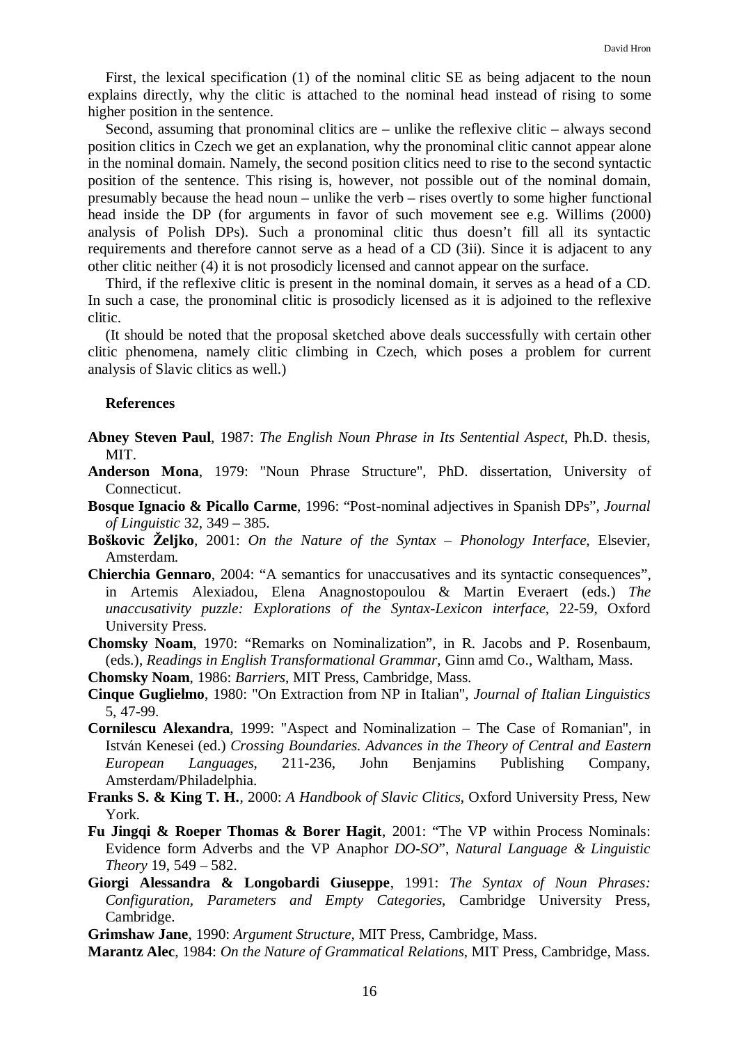First, the lexical specification (1) of the nominal clitic SE as being adjacent to the noun explains directly, why the clitic is attached to the nominal head instead of rising to some higher position in the sentence.

Second, assuming that pronominal clitics are – unlike the reflexive clitic – always second position clitics in Czech we get an explanation, why the pronominal clitic cannot appear alone in the nominal domain. Namely, the second position clitics need to rise to the second syntactic position of the sentence. This rising is, however, not possible out of the nominal domain, presumably because the head noun – unlike the verb – rises overtly to some higher functional head inside the DP (for arguments in favor of such movement see e.g. Willims (2000) analysis of Polish DPs). Such a pronominal clitic thus doesn't fill all its syntactic requirements and therefore cannot serve as a head of a CD (3ii). Since it is adjacent to any other clitic neither (4) it is not prosodicly licensed and cannot appear on the surface.

Third, if the reflexive clitic is present in the nominal domain, it serves as a head of a CD. In such a case, the pronominal clitic is prosodicly licensed as it is adjoined to the reflexive clitic.

(It should be noted that the proposal sketched above deals successfully with certain other clitic phenomena, namely clitic climbing in Czech, which poses a problem for current analysis of Slavic clitics as well.)

### References

**Abney Steven Paul**, 1987: *The English Noun Phrase in Its Sentential Aspect*, Ph.D. thesis, MIT.

**Anderson Mona**, 1979: "Noun Phrase Structure", PhD. dissertation, University of Connecticut.

**Bosque Ignacio & Picallo Carme**, 1996: "Post-nominal adjectives in Spanish DPs", *Journal of Linguistic* 32, 349 – 385.

**Boškovic Željko**, 2001: *On the Nature of the Syntax – Phonology Interface*, Elsevier, Amsterdam.

**Chierchia Gennaro**, 2004: "A semantics for unaccusatives and its syntactic consequences", in Artemis Alexiadou, Elena Anagnostopoulou & Martin Everaert (eds.) *The unaccusativity puzzle: Explorations of the Syntax-Lexicon interface*, 22-59, Oxford University Press.

**Chomsky Noam**, 1970: "Remarks on Nominalization", in R. Jacobs and P. Rosenbaum, (eds.), *Readings in English Transformational Grammar*, Ginn amd Co., Waltham, Mass.

**Chomsky Noam**, 1986: *Barriers*, MIT Press, Cambridge, Mass.

**Cinque Guglielmo**, 1980: "On Extraction from NP in Italian", *Journal of Italian Linguistics* 5, 47-99.

**Cornilescu Alexandra**, 1999: "Aspect and Nominalization – The Case of Romanian", in István Kenesei (ed.) *Crossing Boundaries. Advances in the Theory of Central and Eastern European Languages*, 211-236, John Benjamins Publishing Company, Amsterdam/Philadelphia.

**Franks S. & King T. H.**, 2000: *A Handbook of Slavic Clitics*, Oxford University Press, New York.

**Fu Jingqi & Roeper Thomas & Borer Hagit**, 2001: "The VP within Process Nominals: Evidence form Adverbs and the VP Anaphor *DO-SO*", *Natural Language & Linguistic Theory* 19, 549 – 582.

**Giorgi Alessandra & Longobardi Giuseppe**, 1991: *The Syntax of Noun Phrases: Configuration, Parameters and Empty Categories*, Cambridge University Press, Cambridge.

**Grimshaw Jane**, 1990: *Argument Structure*, MIT Press, Cambridge, Mass.

**Marantz Alec**, 1984: *On the Nature of Grammatical Relations*, MIT Press, Cambridge, Mass.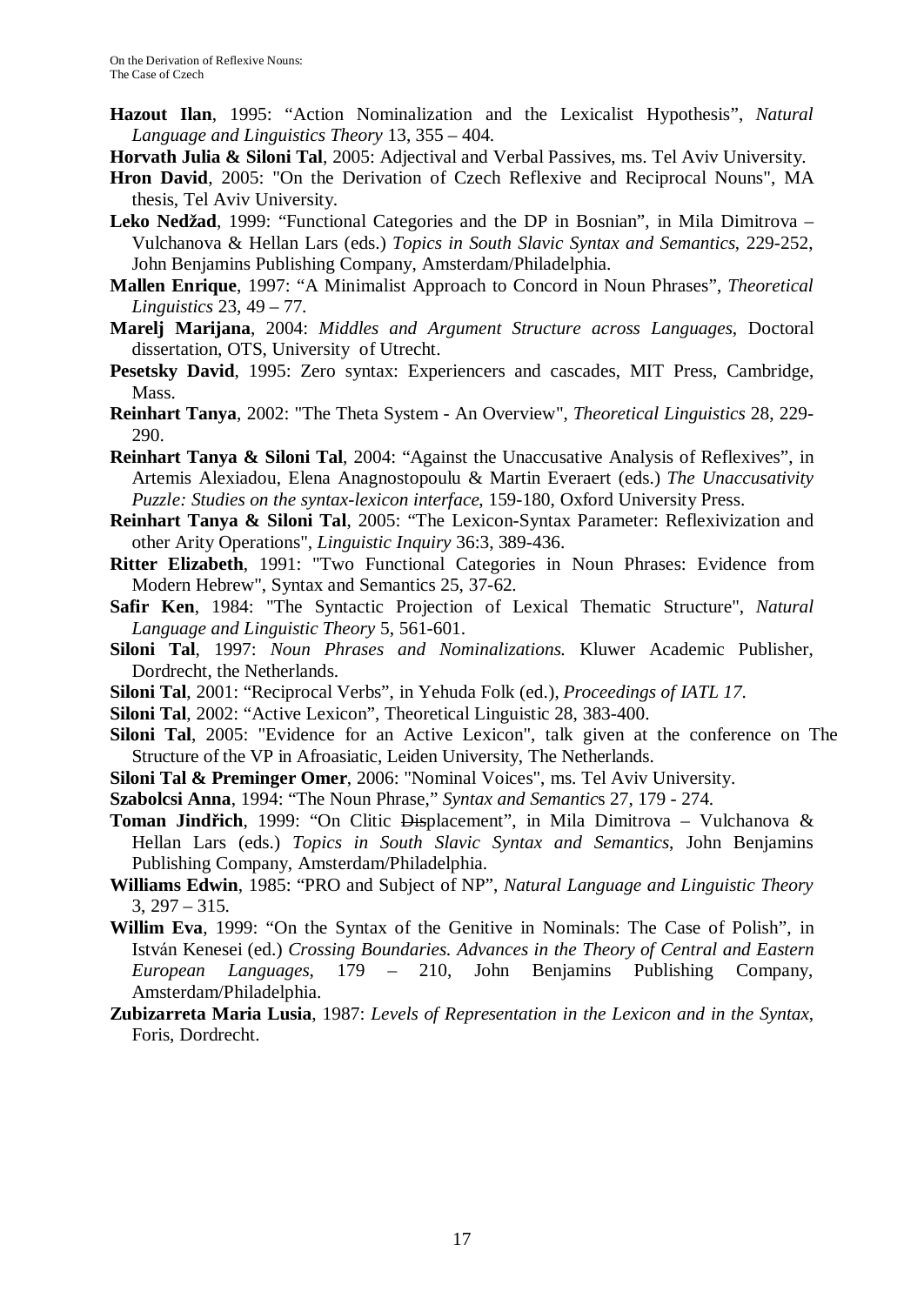**Hazout Ilan**, 1995: "Action Nominalization and the Lexicalist Hypothesis", *Natural Language and Linguistics Theory* 13, 355 – 404.

**Horvath Julia & Siloni Tal**, 2005: Adjectival and Verbal Passives, ms. Tel Aviv University.

**Hron David**, 2005: "On the Derivation of Czech Reflexive and Reciprocal Nouns", MA thesis, Tel Aviv University.

**Leko Nedžad**, 1999: "Functional Categories and the DP in Bosnian", in Mila Dimitrova – Vulchanova & Hellan Lars (eds.) *Topics in South Slavic Syntax and Semantics*, 229-252, John Benjamins Publishing Company, Amsterdam/Philadelphia.

**Mallen Enrique**, 1997: "A Minimalist Approach to Concord in Noun Phrases", *Theoretical Linguistics* 23, 49 – 77.

**Marelj Marijana**, 2004: *Middles and Argument Structure across Languages*, Doctoral dissertation, OTS, University of Utrecht.

**Pesetsky David**, 1995: Zero syntax: Experiencers and cascades, MIT Press, Cambridge, Mass.

**Reinhart Tanya**, 2002: "The Theta System - An Overview", *Theoretical Linguistics* 28, 229-290.

**Reinhart Tanya & Siloni Tal**, 2004: "Against the Unaccusative Analysis of Reflexives", in Artemis Alexiadou, Elena Anagnostopoulu & Martin Everaert (eds.) *The Unaccusativity Puzzle: Studies on the syntax-lexicon interface*, 159-180, Oxford University Press.

**Reinhart Tanya & Siloni Tal**, 2005: "The Lexicon-Syntax Parameter: Reflexivization and other Arity Operations", *Linguistic Inquiry* 36:3, 389-436.

**Ritter Elizabeth**, 1991: "Two Functional Categories in Noun Phrases: Evidence from Modern Hebrew", Syntax and Semantics 25, 37-62.

**Safir Ken**, 1984: "The Syntactic Projection of Lexical Thematic Structure", *Natural Language and Linguistic Theory* 5, 561-601.

**Siloni Tal**, 1997: *Noun Phrases and Nominalizations.* Kluwer Academic Publisher, Dordrecht, the Netherlands.

**Siloni Tal**, 2001: "Reciprocal Verbs", in Yehuda Folk (ed.), *Proceedings of IATL 17*.

**Siloni Tal**, 2002: "Active Lexicon", Theoretical Linguistic 28, 383-400.

**Siloni Tal**, 2005: "Evidence for an Active Lexicon", talk given at the conference on The Structure of the VP in Afroasiatic, Leiden University, The Netherlands.

**Siloni Tal & Preminger Omer**, 2006: "Nominal Voices", ms. Tel Aviv University.

**Szabolcsi Anna**, 1994: "The Noun Phrase," *Syntax and Semantics* 27, 179 - 274.

**Toman Jindřich**, 1999: "On Clitic ~~Dis~~placement", in Mila Dimitrova – Vulchanova & Hellan Lars (eds.) *Topics in South Slavic Syntax and Semantics*, John Benjamins Publishing Company, Amsterdam/Philadelphia.

**Williams Edwin**, 1985: "PRO and Subject of NP", *Natural Language and Linguistic Theory* 3, 297 – 315.

**Willim Eva**, 1999: "On the Syntax of the Genitive in Nominals: The Case of Polish", in István Kenesei (ed.) *Crossing Boundaries. Advances in the Theory of Central and Eastern European Languages*, 179 – 210, John Benjamins Publishing Company, Amsterdam/Philadelphia.

**Zubizarreta Maria Lusia**, 1987: *Levels of Representation in the Lexicon and in the Syntax*, Foris, Dordrecht.